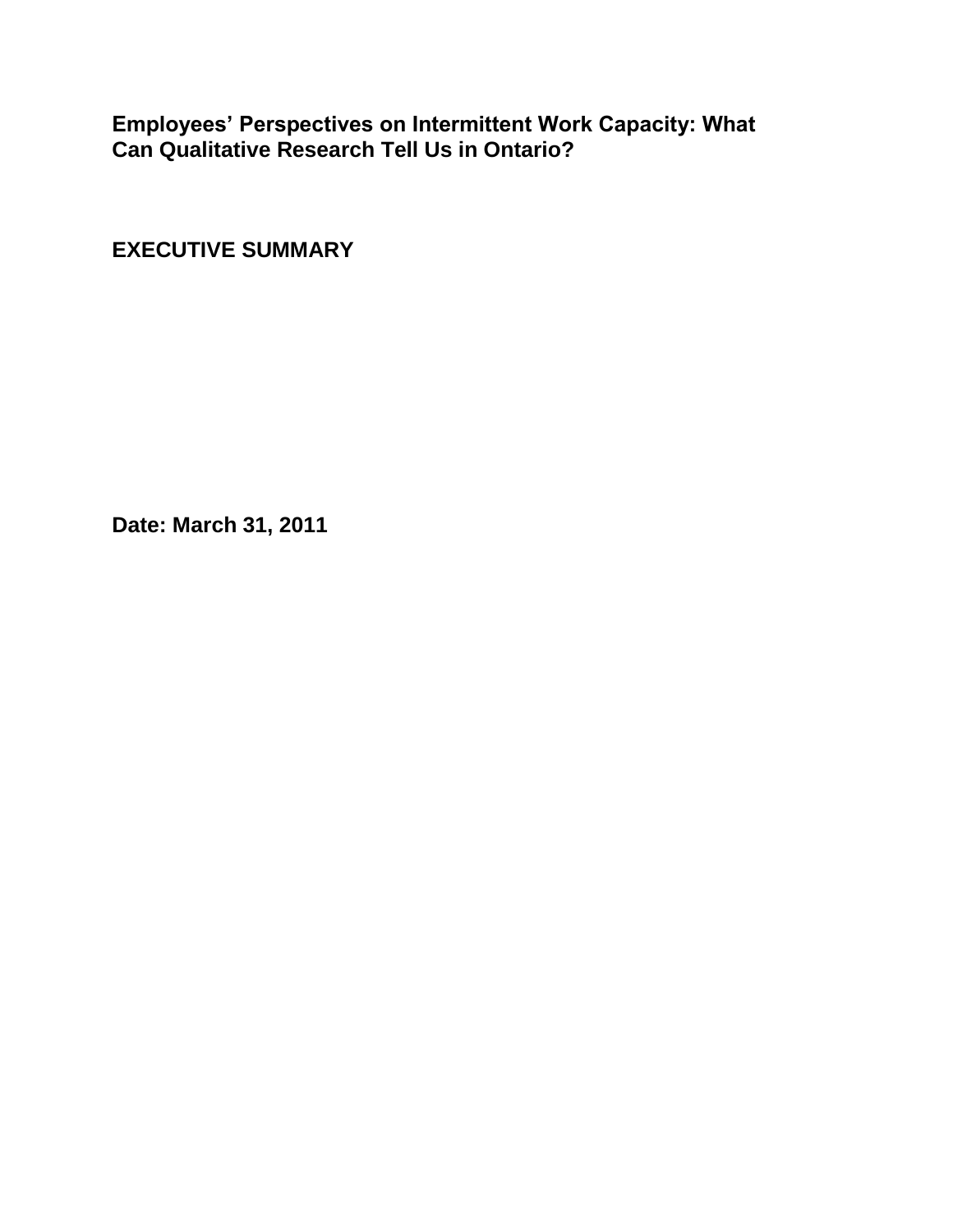# Employees’ Perspectives on Intermittent Work Capacity: What Can Qualitative Research Tell Us in Ontario?

## EXECUTIVE SUMMARY

**Date: March 31, 2011**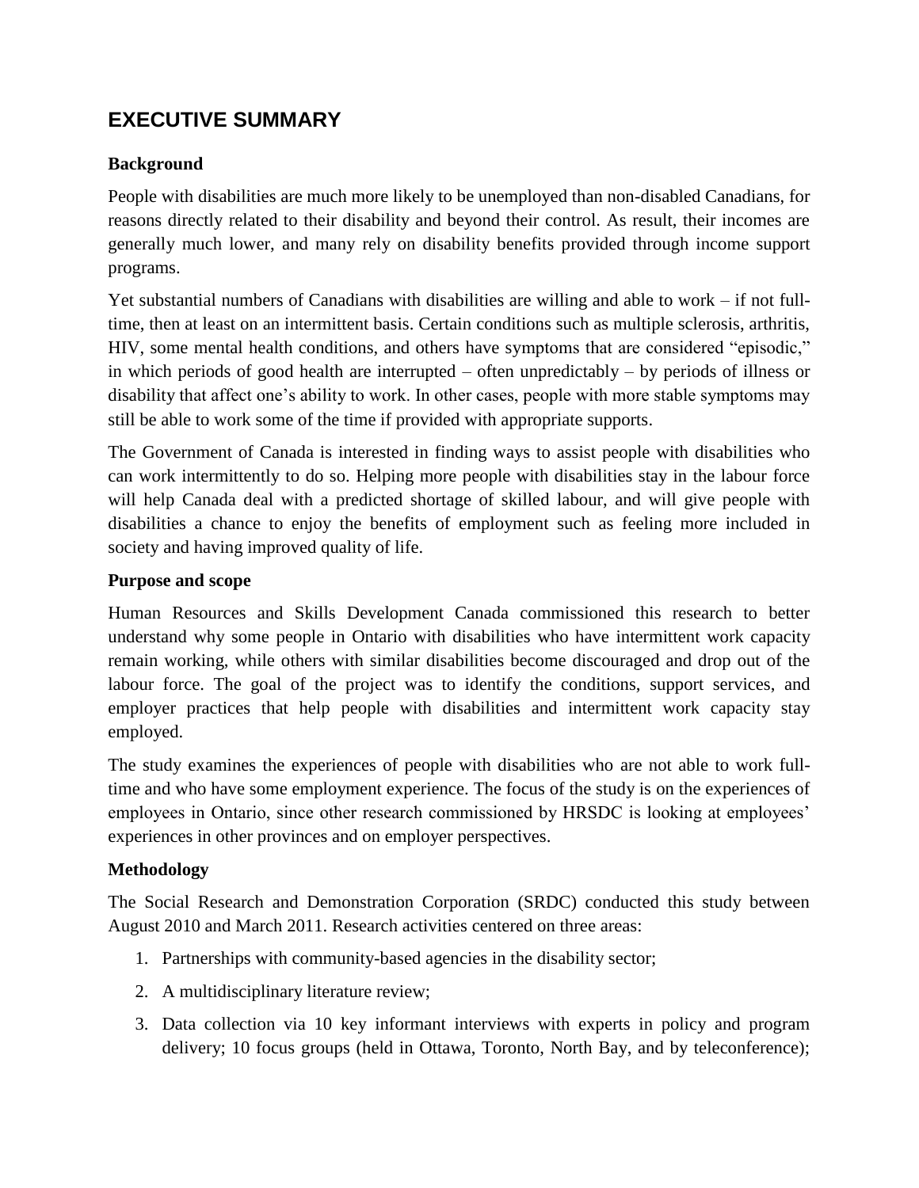# EXECUTIVE SUMMARY

**Background**

People with disabilities are much more likely to be unemployed than non-disabled Canadians, for reasons directly related to their disability and beyond their control. As result, their incomes are generally much lower, and many rely on disability benefits provided through income support programs.

Yet substantial numbers of Canadians with disabilities are willing and able to work – if not full-time, then at least on an intermittent basis. Certain conditions such as multiple sclerosis, arthritis, HIV, some mental health conditions, and others have symptoms that are considered "episodic," in which periods of good health are interrupted – often unpredictably – by periods of illness or disability that affect one's ability to work. In other cases, people with more stable symptoms may still be able to work some of the time if provided with appropriate supports.

The Government of Canada is interested in finding ways to assist people with disabilities who can work intermittently to do so. Helping more people with disabilities stay in the labour force will help Canada deal with a predicted shortage of skilled labour, and will give people with disabilities a chance to enjoy the benefits of employment such as feeling more included in society and having improved quality of life.

**Purpose and scope**

Human Resources and Skills Development Canada commissioned this research to better understand why some people in Ontario with disabilities who have intermittent work capacity remain working, while others with similar disabilities become discouraged and drop out of the labour force. The goal of the project was to identify the conditions, support services, and employer practices that help people with disabilities and intermittent work capacity stay employed.

The study examines the experiences of people with disabilities who are not able to work full-time and who have some employment experience. The focus of the study is on the experiences of employees in Ontario, since other research commissioned by HRSDC is looking at employees' experiences in other provinces and on employer perspectives.

**Methodology**

The Social Research and Demonstration Corporation (SRDC) conducted this study between August 2010 and March 2011. Research activities centered on three areas:

1. Partnerships with community-based agencies in the disability sector;
2. A multidisciplinary literature review;
3. Data collection via 10 key informant interviews with experts in policy and program delivery; 10 focus groups (held in Ottawa, Toronto, North Bay, and by teleconference);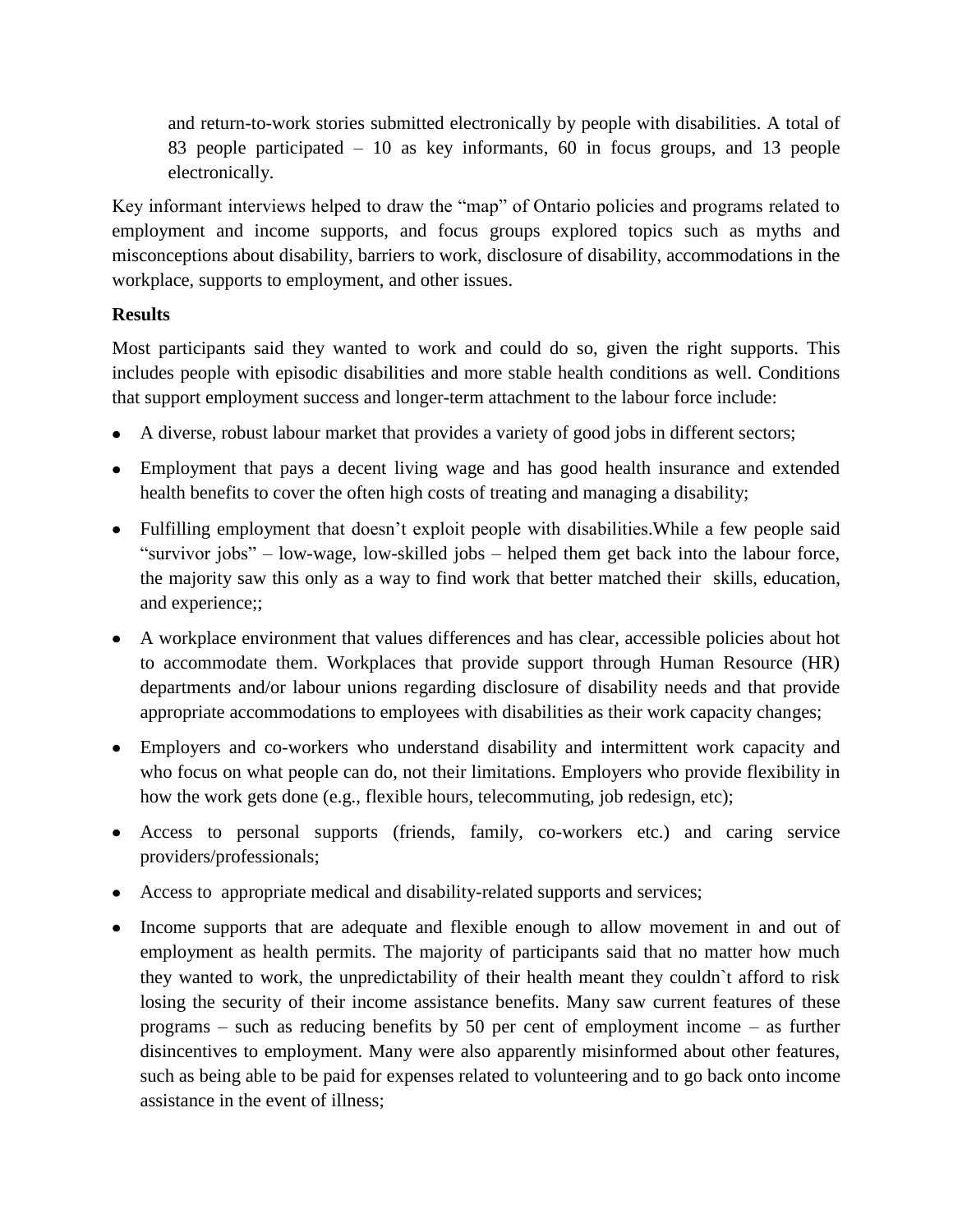and return-to-work stories submitted electronically by people with disabilities. A total of 83 people participated – 10 as key informants, 60 in focus groups, and 13 people electronically.

Key informant interviews helped to draw the "map" of Ontario policies and programs related to employment and income supports, and focus groups explored topics such as myths and misconceptions about disability, barriers to work, disclosure of disability, accommodations in the workplace, supports to employment, and other issues.

**Results**

Most participants said they wanted to work and could do so, given the right supports. This includes people with episodic disabilities and more stable health conditions as well. Conditions that support employment success and longer-term attachment to the labour force include:

- A diverse, robust labour market that provides a variety of good jobs in different sectors;
- Employment that pays a decent living wage and has good health insurance and extended health benefits to cover the often high costs of treating and managing a disability;
- Fulfilling employment that doesn't exploit people with disabilities.While a few people said "survivor jobs" – low-wage, low-skilled jobs – helped them get back into the labour force, the majority saw this only as a way to find work that better matched their skills, education, and experience;;
- A workplace environment that values differences and has clear, accessible policies about hot to accommodate them. Workplaces that provide support through Human Resource (HR) departments and/or labour unions regarding disclosure of disability needs and that provide appropriate accommodations to employees with disabilities as their work capacity changes;
- Employers and co-workers who understand disability and intermittent work capacity and who focus on what people can do, not their limitations. Employers who provide flexibility in how the work gets done (e.g., flexible hours, telecommuting, job redesign, etc);
- Access to personal supports (friends, family, co-workers etc.) and caring service providers/professionals;
- Access to appropriate medical and disability-related supports and services;
- Income supports that are adequate and flexible enough to allow movement in and out of employment as health permits. The majority of participants said that no matter how much they wanted to work, the unpredictability of their health meant they couldn`t afford to risk losing the security of their income assistance benefits. Many saw current features of these programs – such as reducing benefits by 50 per cent of employment income – as further disincentives to employment. Many were also apparently misinformed about other features, such as being able to be paid for expenses related to volunteering and to go back onto income assistance in the event of illness;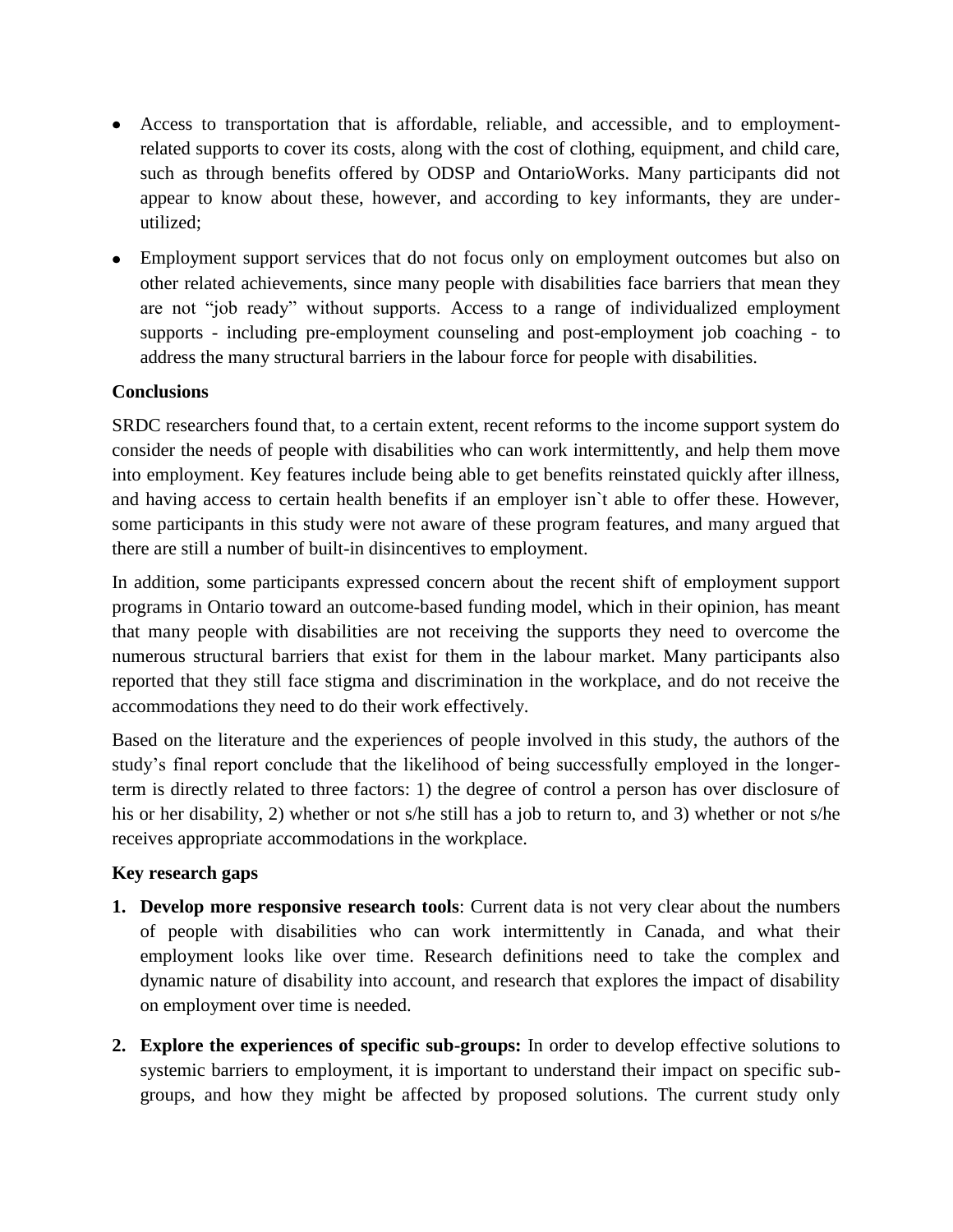- Access to transportation that is affordable, reliable, and accessible, and to employment-related supports to cover its costs, along with the cost of clothing, equipment, and child care, such as through benefits offered by ODSP and OntarioWorks. Many participants did not appear to know about these, however, and according to key informants, they are under-utilized;
- Employment support services that do not focus only on employment outcomes but also on other related achievements, since many people with disabilities face barriers that mean they are not "job ready" without supports. Access to a range of individualized employment supports - including pre-employment counseling and post-employment job coaching - to address the many structural barriers in the labour force for people with disabilities.

**Conclusions**

SRDC researchers found that, to a certain extent, recent reforms to the income support system do consider the needs of people with disabilities who can work intermittently, and help them move into employment. Key features include being able to get benefits reinstated quickly after illness, and having access to certain health benefits if an employer isn`t able to offer these. However, some participants in this study were not aware of these program features, and many argued that there are still a number of built-in disincentives to employment.

In addition, some participants expressed concern about the recent shift of employment support programs in Ontario toward an outcome-based funding model, which in their opinion, has meant that many people with disabilities are not receiving the supports they need to overcome the numerous structural barriers that exist for them in the labour market. Many participants also reported that they still face stigma and discrimination in the workplace, and do not receive the accommodations they need to do their work effectively.

Based on the literature and the experiences of people involved in this study, the authors of the study's final report conclude that the likelihood of being successfully employed in the longer-term is directly related to three factors: 1) the degree of control a person has over disclosure of his or her disability, 2) whether or not s/he still has a job to return to, and 3) whether or not s/he receives appropriate accommodations in the workplace.

**Key research gaps**

1. **Develop more responsive research tools**: Current data is not very clear about the numbers of people with disabilities who can work intermittently in Canada, and what their employment looks like over time. Research definitions need to take the complex and dynamic nature of disability into account, and research that explores the impact of disability on employment over time is needed.

2. **Explore the experiences of specific sub-groups:** In order to develop effective solutions to systemic barriers to employment, it is important to understand their impact on specific sub-groups, and how they might be affected by proposed solutions. The current study only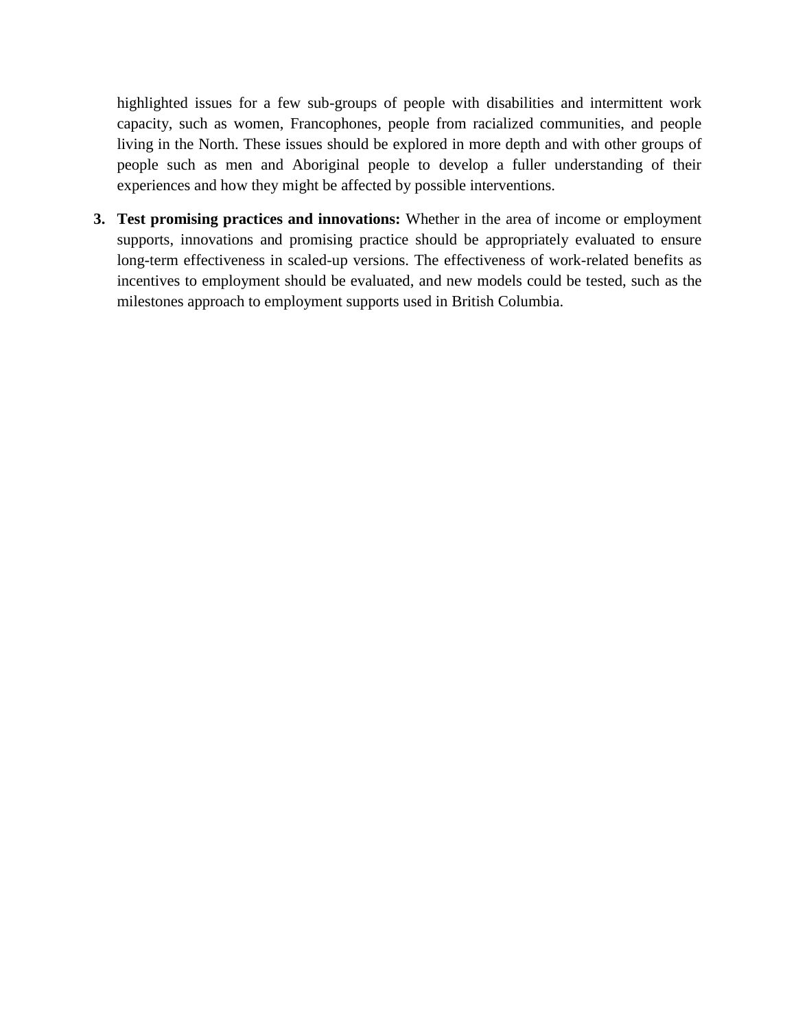highlighted issues for a few sub-groups of people with disabilities and intermittent work capacity, such as women, Francophones, people from racialized communities, and people living in the North. These issues should be explored in more depth and with other groups of people such as men and Aboriginal people to develop a fuller understanding of their experiences and how they might be affected by possible interventions.

3. **Test promising practices and innovations:** Whether in the area of income or employment supports, innovations and promising practice should be appropriately evaluated to ensure long-term effectiveness in scaled-up versions. The effectiveness of work-related benefits as incentives to employment should be evaluated, and new models could be tested, such as the milestones approach to employment supports used in British Columbia.